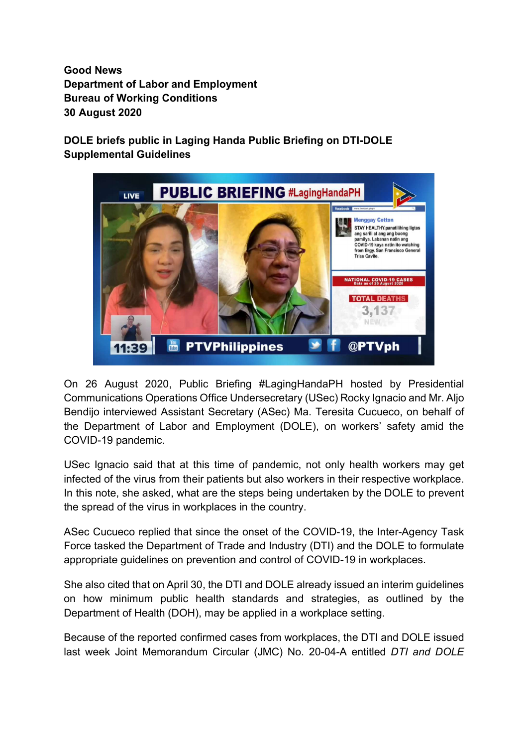**Good News**
**Department of Labor and Employment**
**Bureau of Working Conditions**
**30 August 2020**

**DOLE briefs public in Laging Handa Public Briefing on DTI-DOLE Supplemental Guidelines**

On 26 August 2020, Public Briefing #LagingHandaPH hosted by Presidential Communications Operations Office Undersecretary (USec) Rocky Ignacio and Mr. Aljo Bendijo interviewed Assistant Secretary (ASec) Ma. Teresita Cucueco, on behalf of the Department of Labor and Employment (DOLE), on workers' safety amid the COVID-19 pandemic.

USec Ignacio said that at this time of pandemic, not only health workers may get infected of the virus from their patients but also workers in their respective workplace. In this note, she asked, what are the steps being undertaken by the DOLE to prevent the spread of the virus in workplaces in the country.

ASec Cucueco replied that since the onset of the COVID-19, the Inter-Agency Task Force tasked the Department of Trade and Industry (DTI) and the DOLE to formulate appropriate guidelines on prevention and control of COVID-19 in workplaces.

She also cited that on April 30, the DTI and DOLE already issued an interim guidelines on how minimum public health standards and strategies, as outlined by the Department of Health (DOH), may be applied in a workplace setting.

Because of the reported confirmed cases from workplaces, the DTI and DOLE issued last week Joint Memorandum Circular (JMC) No. 20-04-A entitled *DTI and DOLE*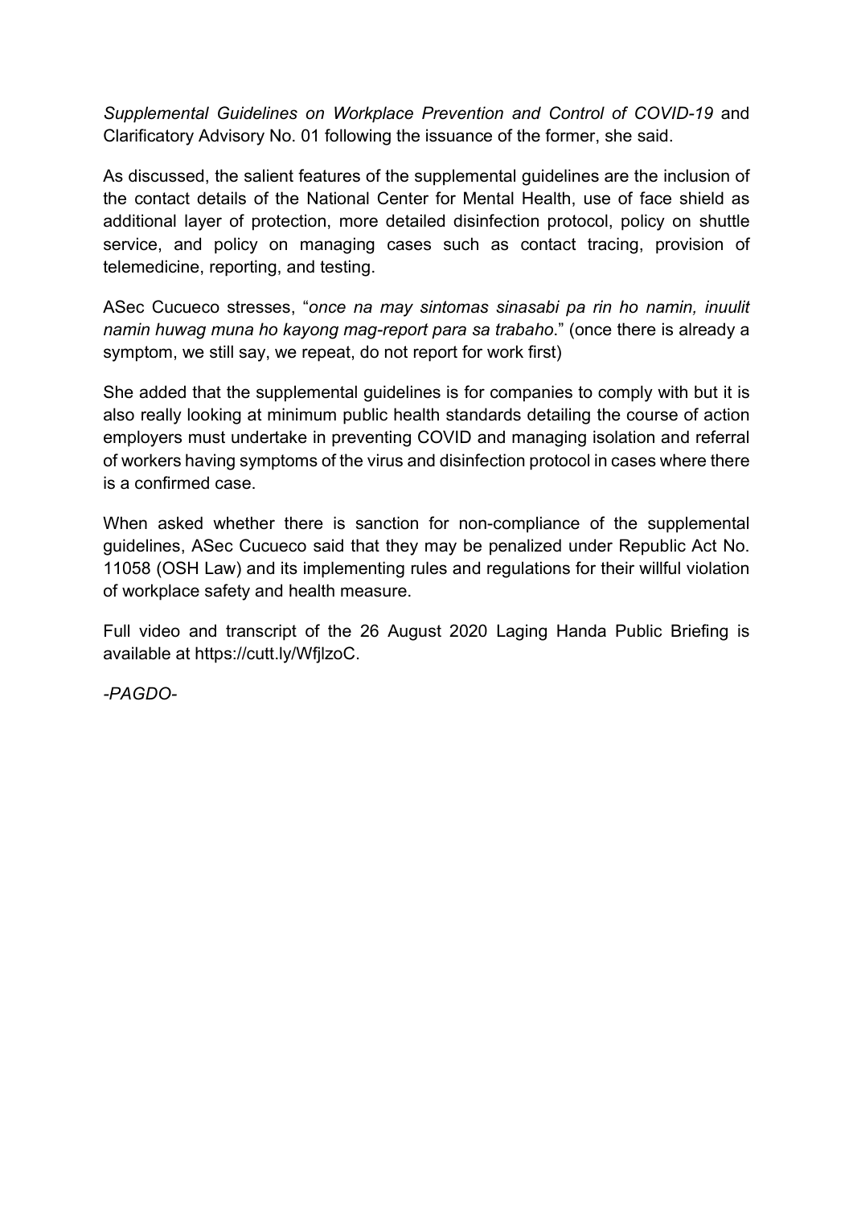*Supplemental Guidelines on Workplace Prevention and Control of COVID-19* and Clarificatory Advisory No. 01 following the issuance of the former, she said.

As discussed, the salient features of the supplemental guidelines are the inclusion of the contact details of the National Center for Mental Health, use of face shield as additional layer of protection, more detailed disinfection protocol, policy on shuttle service, and policy on managing cases such as contact tracing, provision of telemedicine, reporting, and testing.

ASec Cucueco stresses, "*once na may sintomas sinasabi pa rin ho namin, inuulit namin huwag muna ho kayong mag-report para sa trabaho*." (once there is already a symptom, we still say, we repeat, do not report for work first)

She added that the supplemental guidelines is for companies to comply with but it is also really looking at minimum public health standards detailing the course of action employers must undertake in preventing COVID and managing isolation and referral of workers having symptoms of the virus and disinfection protocol in cases where there is a confirmed case.

When asked whether there is sanction for non-compliance of the supplemental guidelines, ASec Cucueco said that they may be penalized under Republic Act No. 11058 (OSH Law) and its implementing rules and regulations for their willful violation of workplace safety and health measure.

Full video and transcript of the 26 August 2020 Laging Handa Public Briefing is available at https://cutt.ly/WfjlzoC.

*-PAGDO-*